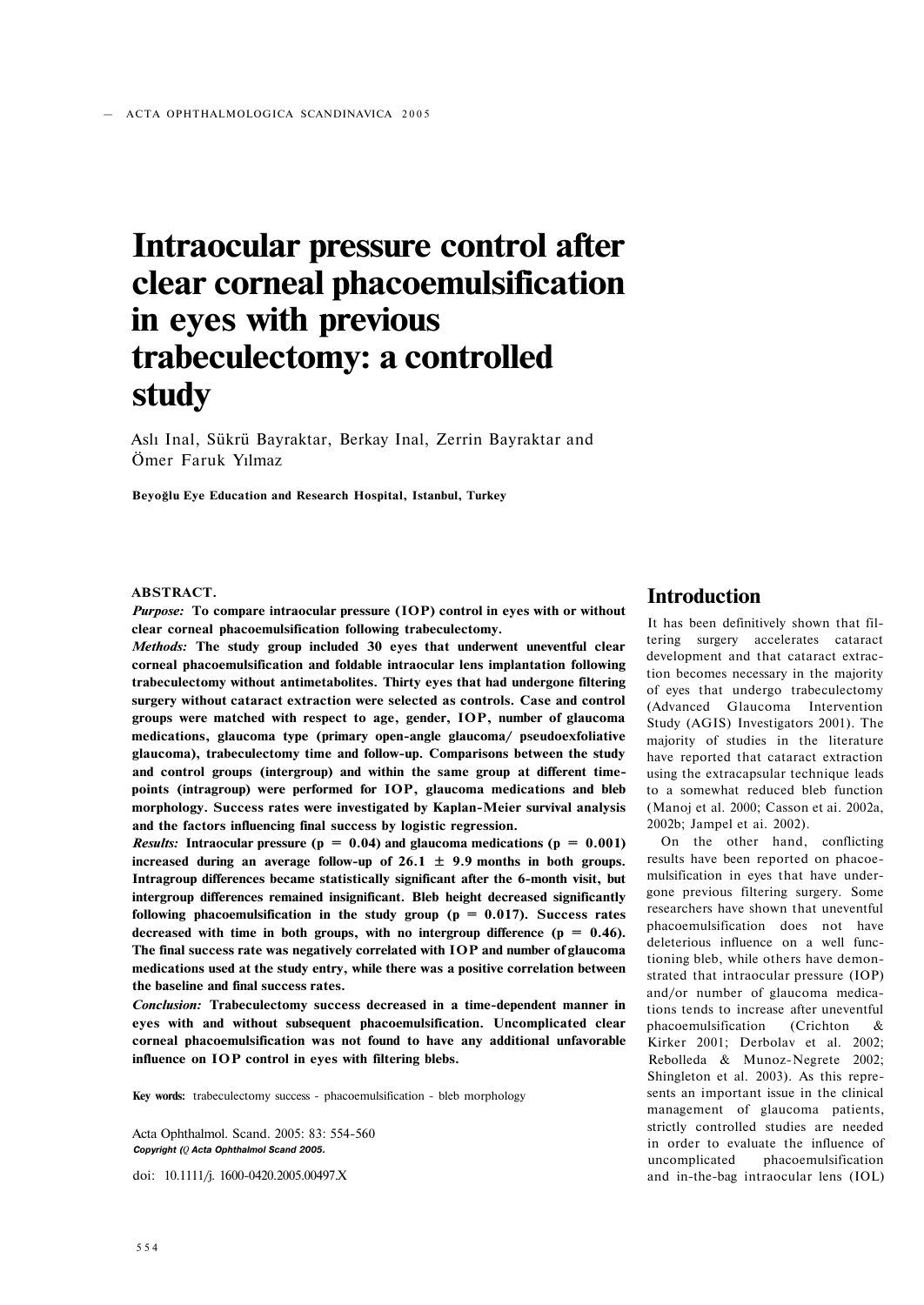# Intraocular pressure control after clear corneal phacoemulsification in eyes with previous trabeculectomy: a controlled study

Aslı Inal, Sükrü Bayraktar, Berkay Inal, Zerrin Bayraktar and Ömer Faruk Yılmaz

**Beyoğlu Eye Education and Research Hospital, Istanbul, Turkey**

**ABSTRACT.**

***Purpose:*** **To compare intraocular pressure (IOP) control in eyes with or without clear corneal phacoemulsification following trabeculectomy.**

***Methods:*** **The study group included 30 eyes that underwent uneventful clear corneal phacoemulsification and foldable intraocular lens implantation following trabeculectomy without antimetabolites. Thirty eyes that had undergone filtering surgery without cataract extraction were selected as controls. Case and control groups were matched with respect to age, gender, IOP, number of glaucoma medications, glaucoma type (primary open-angle glaucoma/ pseudoexfoliative glaucoma), trabeculectomy time and follow-up. Comparisons between the study and control groups (intergroup) and within the same group at different time-points (intragroup) were performed for IOP, glaucoma medications and bleb morphology. Success rates were investigated by Kaplan-Meier survival analysis and the factors influencing final success by logistic regression.**

***Results:*** **Intraocular pressure ($p = 0.04$) and glaucoma medications ($p = 0.001$) increased during an average follow-up of $26.1 \pm 9.9$ months in both groups. Intragroup differences became statistically significant after the 6-month visit, but intergroup differences remained insignificant. Bleb height decreased significantly following phacoemulsification in the study group ($p = 0.017$). Success rates decreased with time in both groups, with no intergroup difference ($p = 0.46$). The final success rate was negatively correlated with IOP and number of glaucoma medications used at the study entry, while there was a positive correlation between the baseline and final success rates.**

***Conclusion:*** **Trabeculectomy success decreased in a time-dependent manner in eyes with and without subsequent phacoemulsification. Uncomplicated clear corneal phacoemulsification was not found to have any additional unfavorable influence on IOP control in eyes with filtering blebs.**

**Key words:** trabeculectomy success - phacoemulsification - bleb morphology

Acta Ophthalmol. Scand. 2005: 83: 554-560
*Copyright (C) Acta Ophthalmol Scand 2005.*

doi: 10.1111/j. 1600-0420.2005.00497.X

## Introduction

It has been definitively shown that filtering surgery accelerates cataract development and that cataract extraction becomes necessary in the majority of eyes that undergo trabeculectomy (Advanced Glaucoma Intervention Study (AGIS) Investigators 2001). The majority of studies in the literature have reported that cataract extraction using the extracapsular technique leads to a somewhat reduced bleb function (Manoj et al. 2000; Casson et ai. 2002a, 2002b; Jampel et ai. 2002).

On the other hand, conflicting results have been reported on phacoemulsification in eyes that have undergone previous filtering surgery. Some researchers have shown that uneventful phacoemulsification does not have deleterious influence on a well functioning bleb, while others have demonstrated that intraocular pressure (IOP) and/or number of glaucoma medications tends to increase after uneventful phacoemulsification (Crichton & Kirker 2001; Derbolav et al. 2002; Rebolleda & Munoz-Negrete 2002; Shingleton et al. 2003). As this represents an important issue in the clinical management of glaucoma patients, strictly controlled studies are needed in order to evaluate the influence of uncomplicated phacoemulsification and in-the-bag intraocular lens (IOL)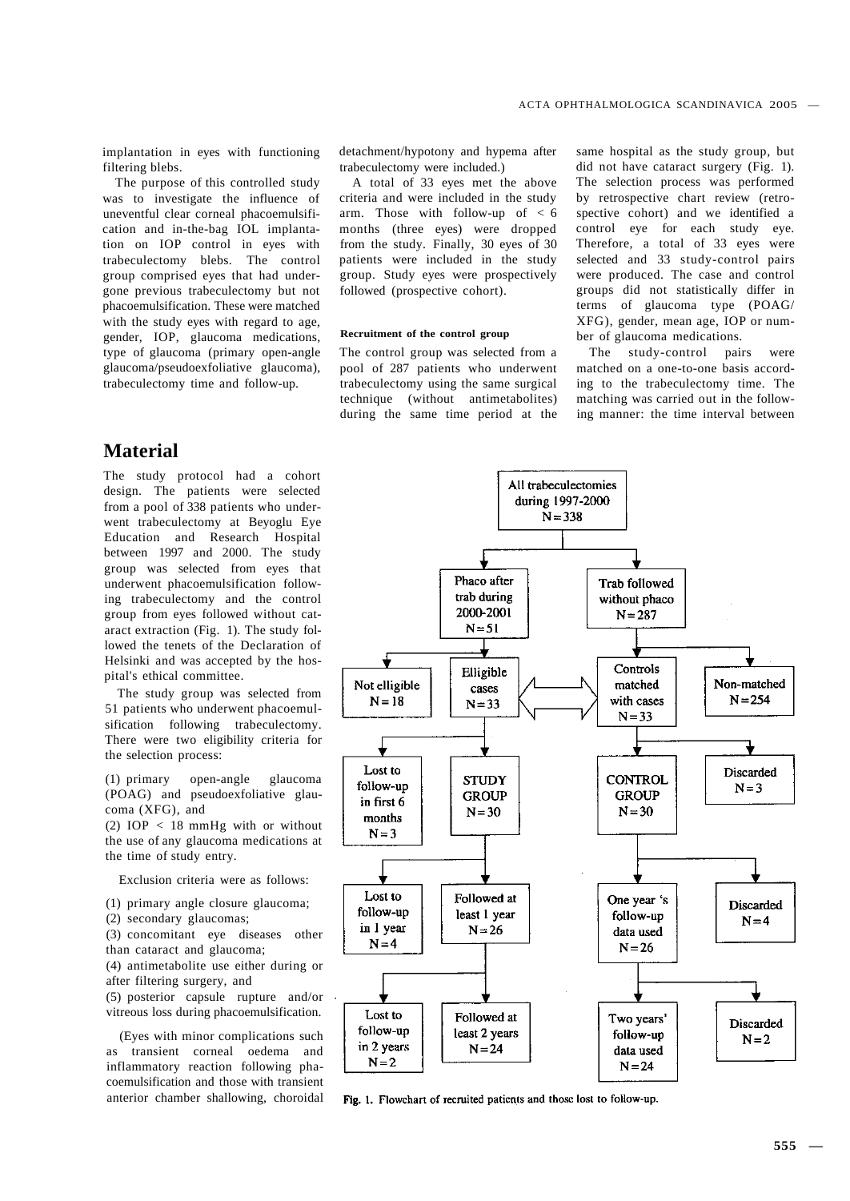implantation in eyes with functioning filtering blebs.

The purpose of this controlled study was to investigate the influence of uneventful clear corneal phacoemulsification and in-the-bag IOL implantation on IOP control in eyes with trabeculectomy blebs. The control group comprised eyes that had undergone previous trabeculectomy but not phacoemulsification. These were matched with the study eyes with regard to age, gender, IOP, glaucoma medications, type of glaucoma (primary open-angle glaucoma/pseudoexfoliative glaucoma), trabeculectomy time and follow-up.

# Material

The study protocol had a cohort design. The patients were selected from a pool of 338 patients who underwent trabeculectomy at Beyoglu Eye Education and Research Hospital between 1997 and 2000. The study group was selected from eyes that underwent phacoemulsification following trabeculectomy and the control group from eyes followed without cataract extraction (Fig. 1). The study followed the tenets of the Declaration of Helsinki and was accepted by the hospital's ethical committee.

The study group was selected from 51 patients who underwent phacoemulsification following trabeculectomy. There were two eligibility criteria for the selection process:

(1) primary open-angle glaucoma (POAG) and pseudoexfoliative glaucoma (XFG), and
(2) IOP < 18 mmHg with or without the use of any glaucoma medications at the time of study entry.

Exclusion criteria were as follows:

(1) primary angle closure glaucoma;
(2) secondary glaucomas;
(3) concomitant eye diseases other than cataract and glaucoma;
(4) antimetabolite use either during or after filtering surgery, and
(5) posterior capsule rupture and/or vitreous loss during phacoemulsification.

(Eyes with minor complications such as transient corneal oedema and inflammatory reaction following phacoemulsification and those with transient anterior chamber shallowing, choroidal detachment/hypotony and hypema after trabeculectomy were included.)

A total of 33 eyes met the above criteria and were included in the study arm. Those with follow-up of < 6 months (three eyes) were dropped from the study. Finally, 30 eyes of 30 patients were included in the study group. Study eyes were prospectively followed (prospective cohort).

### Recruitment of the control group

The control group was selected from a pool of 287 patients who underwent trabeculectomy using the same surgical technique (without antimetabolites) during the same time period at the same hospital as the study group, but did not have cataract surgery (Fig. 1). The selection process was performed by retrospective chart review (retrospective cohort) and we identified a control eye for each study eye. Therefore, a total of 33 eyes were selected and 33 study-control pairs were produced. The case and control groups did not statistically differ in terms of glaucoma type (POAG/XFG), gender, mean age, IOP or number of glaucoma medications.

The study-control pairs were matched on a one-to-one basis according to the trabeculectomy time. The matching was carried out in the following manner: the time interval between

All trabeculectomies during 1997-2000 N = 338

Phaco after trab during 2000-2001 N = 51 | Trab followed without phaco N = 287

Not elligible N = 18 | Elligible cases N = 33 | Controls matched with cases N = 33 | Non-matched N = 254

Lost to follow-up in first 6 months N = 3 | STUDY GROUP N = 30 | CONTROL GROUP N = 30 | Discarded N = 3

Lost to follow-up in 1 year N = 4 | Followed at least 1 year N = 26 | One year 's follow-up data used N = 26 | Discarded N = 4

Lost to follow-up in 2 years N = 2 | Followed at least 2 years N = 24 | Two years' follow-up data used N = 24 | Discarded N = 2

Fig. 1. Flowchart of recruited patients and those lost to follow-up.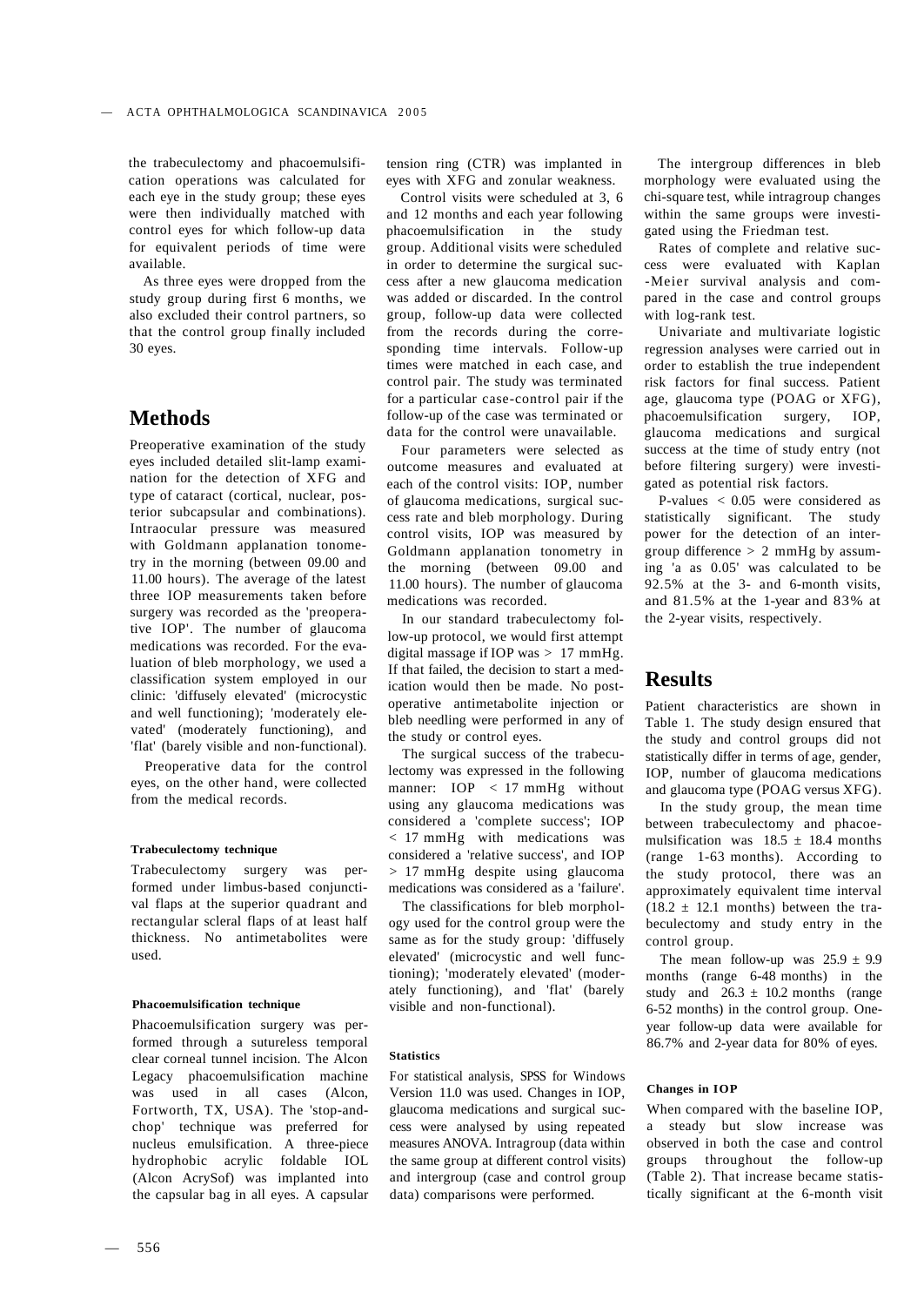the trabeculectomy and phacoemulsification operations was calculated for each eye in the study group; these eyes were then individually matched with control eyes for which follow-up data for equivalent periods of time were available.

As three eyes were dropped from the study group during first 6 months, we also excluded their control partners, so that the control group finally included 30 eyes.

## Methods

Preoperative examination of the study eyes included detailed slit-lamp examination for the detection of XFG and type of cataract (cortical, nuclear, posterior subcapsular and combinations). Intraocular pressure was measured with Goldmann applanation tonometry in the morning (between 09.00 and 11.00 hours). The average of the latest three IOP measurements taken before surgery was recorded as the 'preoperative IOP'. The number of glaucoma medications was recorded. For the evaluation of bleb morphology, we used a classification system employed in our clinic: 'diffusely elevated' (microcystic and well functioning); 'moderately elevated' (moderately functioning), and 'flat' (barely visible and non-functional).

Preoperative data for the control eyes, on the other hand, were collected from the medical records.

#### Trabeculectomy technique

Trabeculectomy surgery was performed under limbus-based conjunctival flaps at the superior quadrant and rectangular scleral flaps of at least half thickness. No antimetabolites were used.

#### Phacoemulsification technique

Phacoemulsification surgery was performed through a sutureless temporal clear corneal tunnel incision. The Alcon Legacy phacoemulsification machine was used in all cases (Alcon, Fortworth, TX, USA). The 'stop-and-chop' technique was preferred for nucleus emulsification. A three-piece hydrophobic acrylic foldable IOL (Alcon AcrySof) was implanted into the capsular bag in all eyes. A capsular tension ring (CTR) was implanted in eyes with XFG and zonular weakness.

Control visits were scheduled at 3, 6 and 12 months and each year following phacoemulsification in the study group. Additional visits were scheduled in order to determine the surgical success after a new glaucoma medication was added or discarded. In the control group, follow-up data were collected from the records during the corresponding time intervals. Follow-up times were matched in each case, and control pair. The study was terminated for a particular case-control pair if the follow-up of the case was terminated or data for the control were unavailable.

Four parameters were selected as outcome measures and evaluated at each of the control visits: IOP, number of glaucoma medications, surgical success rate and bleb morphology. During control visits, IOP was measured by Goldmann applanation tonometry in the morning (between 09.00 and 11.00 hours). The number of glaucoma medications was recorded.

In our standard trabeculectomy follow-up protocol, we would first attempt digital massage if IOP was > 17 mmHg. If that failed, the decision to start a medication would then be made. No postoperative antimetabolite injection or bleb needling were performed in any of the study or control eyes.

The surgical success of the trabeculectomy was expressed in the following manner: IOP < 17 mmHg without using any glaucoma medications was considered a 'complete success'; IOP < 17 mmHg with medications was considered a 'relative success', and IOP > 17 mmHg despite using glaucoma medications was considered as a 'failure'.

The classifications for bleb morphology used for the control group were the same as for the study group: 'diffusely elevated' (microcystic and well functioning); 'moderately elevated' (moderately functioning), and 'flat' (barely visible and non-functional).

#### Statistics

For statistical analysis, SPSS for Windows Version 11.0 was used. Changes in IOP, glaucoma medications and surgical success were analysed by using repeated measures ANOVA. Intragroup (data within the same group at different control visits) and intergroup (case and control group data) comparisons were performed.

The intergroup differences in bleb morphology were evaluated using the chi-square test, while intragroup changes within the same groups were investigated using the Friedman test.

Rates of complete and relative success were evaluated with Kaplan -Meier survival analysis and compared in the case and control groups with log-rank test.

Univariate and multivariate logistic regression analyses were carried out in order to establish the true independent risk factors for final success. Patient age, glaucoma type (POAG or XFG), phacoemulsification surgery, IOP, glaucoma medications and surgical success at the time of study entry (not before filtering surgery) were investigated as potential risk factors.

P-values < 0.05 were considered as statistically significant. The study power for the detection of an intergroup difference > 2 mmHg by assuming 'a as 0.05' was calculated to be 92.5% at the 3- and 6-month visits, and 81.5% at the 1-year and 83% at the 2-year visits, respectively.

## Results

Patient characteristics are shown in Table 1. The study design ensured that the study and control groups did not statistically differ in terms of age, gender, IOP, number of glaucoma medications and glaucoma type (POAG versus XFG).

In the study group, the mean time between trabeculectomy and phacoemulsification was 18.5 ± 18.4 months (range 1-63 months). According to the study protocol, there was an approximately equivalent time interval (18.2 ± 12.1 months) between the trabeculectomy and study entry in the control group.

The mean follow-up was 25.9 ± 9.9 months (range 6-48 months) in the study and 26.3 ± 10.2 months (range 6-52 months) in the control group. One-year follow-up data were available for 86.7% and 2-year data for 80% of eyes.

#### Changes in IOP

When compared with the baseline IOP, a steady but slow increase was observed in both the case and control groups throughout the follow-up (Table 2). That increase became statistically significant at the 6-month visit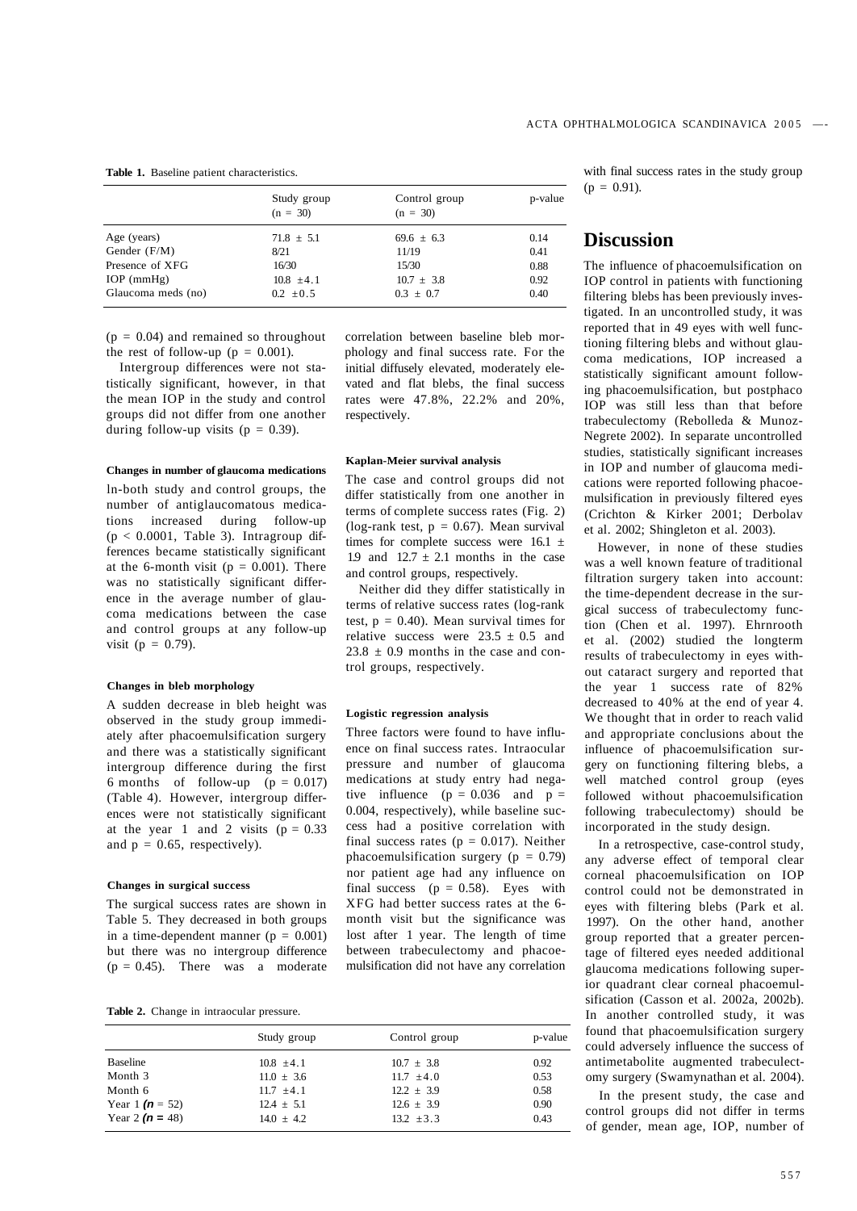**Table 1.** Baseline patient characteristics.

| | Study group (n = 30) | Control group (n = 30) | p-value |
|---|---|---|---|
| Age (years) | 71.8 ± 5.1 | 69.6 ± 6.3 | 0.14 |
| Gender (F/M) | 8/21 | 11/19 | 0.41 |
| Presence of XFG | 16/30 | 15/30 | 0.88 |
| IOP (mmHg) | 10.8 ±4.1 | 10.7 ± 3.8 | 0.92 |
| Glaucoma meds (no) | 0.2 ±0.5 | 0.3 ± 0.7 | 0.40 |

($p = 0.04$) and remained so throughout the rest of follow-up ($p = 0.001$).

Intergroup differences were not statistically significant, however, in that the mean IOP in the study and control groups did not differ from one another during follow-up visits ($p = 0.39$).

#### Changes in number of glaucoma medications

In both study and control groups, the number of antiglaucomatous medications increased during follow-up ($p < 0.0001$, Table 3). Intragroup differences became statistically significant at the 6-month visit ($p = 0.001$). There was no statistically significant difference in the average number of glaucoma medications between the case and control groups at any follow-up visit ($p = 0.79$).

#### Changes in bleb morphology

A sudden decrease in bleb height was observed in the study group immediately after phacoemulsification surgery and there was a statistically significant intergroup difference during the first 6 months of follow-up ($p = 0.017$) (Table 4). However, intergroup differences were not statistically significant at the year 1 and 2 visits ($p = 0.33$ and $p = 0.65$, respectively).

#### Changes in surgical success

The surgical success rates are shown in Table 5. They decreased in both groups in a time-dependent manner ($p = 0.001$) but there was no intergroup difference ($p = 0.45$). There was a moderate correlation between baseline bleb morphology and final success rate. For the initial diffusely elevated, moderately elevated and flat blebs, the final success rates were 47.8%, 22.2% and 20%, respectively.

#### Kaplan-Meier survival analysis

The case and control groups did not differ statistically from one another in terms of complete success rates (Fig. 2) (log-rank test, $p = 0.67$). Mean survival times for complete success were 16.1 ± 1.9 and 12.7 ± 2.1 months in the case and control groups, respectively.

Neither did they differ statistically in terms of relative success rates (log-rank test, $p = 0.40$). Mean survival times for relative success were 23.5 ± 0.5 and 23.8 ± 0.9 months in the case and control groups, respectively.

#### Logistic regression analysis

Three factors were found to have influence on final success rates. Intraocular pressure and number of glaucoma medications at study entry had negative influence ($p = 0.036$ and $p = 0.004$, respectively), while baseline success had a positive correlation with final success rates ($p = 0.017$). Neither phacoemulsification surgery ($p = 0.79$) nor patient age had any influence on final success ($p = 0.58$). Eyes with XFG had better success rates at the 6-month visit but the significance was lost after 1 year. The length of time between trabeculectomy and phacoemulsification did not have any correlation with final success rates in the study group ($p = 0.91$).

**Table 2.** Change in intraocular pressure.

| | Study group | Control group | p-value |
|---|---|---|---|
| Baseline | 10.8 ±4.1 | 10.7 ± 3.8 | 0.92 |
| Month 3 | 11.0 ± 3.6 | 11.7 ±4.0 | 0.53 |
| Month 6 | 11.7 ±4.1 | 12.2 ± 3.9 | 0.58 |
| Year 1 (*n* = 52) | 12.4 ± 5.1 | 12.6 ± 3.9 | 0.90 |
| Year 2 (*n* = 48) | 14.0 ± 4.2 | 13.2 ±3.3 | 0.43 |

## Discussion

The influence of phacoemulsification on IOP control in patients with functioning filtering blebs has been previously investigated. In an uncontrolled study, it was reported that in 49 eyes with well functioning filtering blebs and without glaucoma medications, IOP increased a statistically significant amount following phacoemulsification, but postphaco IOP was still less than that before trabeculectomy (Rebolleda & Munoz-Negrete 2002). In separate uncontrolled studies, statistically significant increases in IOP and number of glaucoma medications were reported following phacoemulsification in previously filtered eyes (Crichton & Kirker 2001; Derbolav et al. 2002; Shingleton et al. 2003).

However, in none of these studies was a well known feature of traditional filtration surgery taken into account: the time-dependent decrease in the surgical success of trabeculectomy function (Chen et al. 1997). Ehrnrooth et al. (2002) studied the longterm results of trabeculectomy in eyes without cataract surgery and reported that the year 1 success rate of 82% decreased to 40% at the end of year 4. We thought that in order to reach valid and appropriate conclusions about the influence of phacoemulsification surgery on functioning filtering blebs, a well matched control group (eyes followed without phacoemulsification following trabeculectomy) should be incorporated in the study design.

In a retrospective, case-control study, any adverse effect of temporal clear corneal phacoemulsification on IOP control could not be demonstrated in eyes with filtering blebs (Park et al. 1997). On the other hand, another group reported that a greater percentage of filtered eyes needed additional glaucoma medications following superior quadrant clear corneal phacoemulsification (Casson et al. 2002a, 2002b). In another controlled study, it was found that phacoemulsification surgery could adversely influence the success of antimetabolite augmented trabeculectomy surgery (Swamynathan et al. 2004).

In the present study, the case and control groups did not differ in terms of gender, mean age, IOP, number of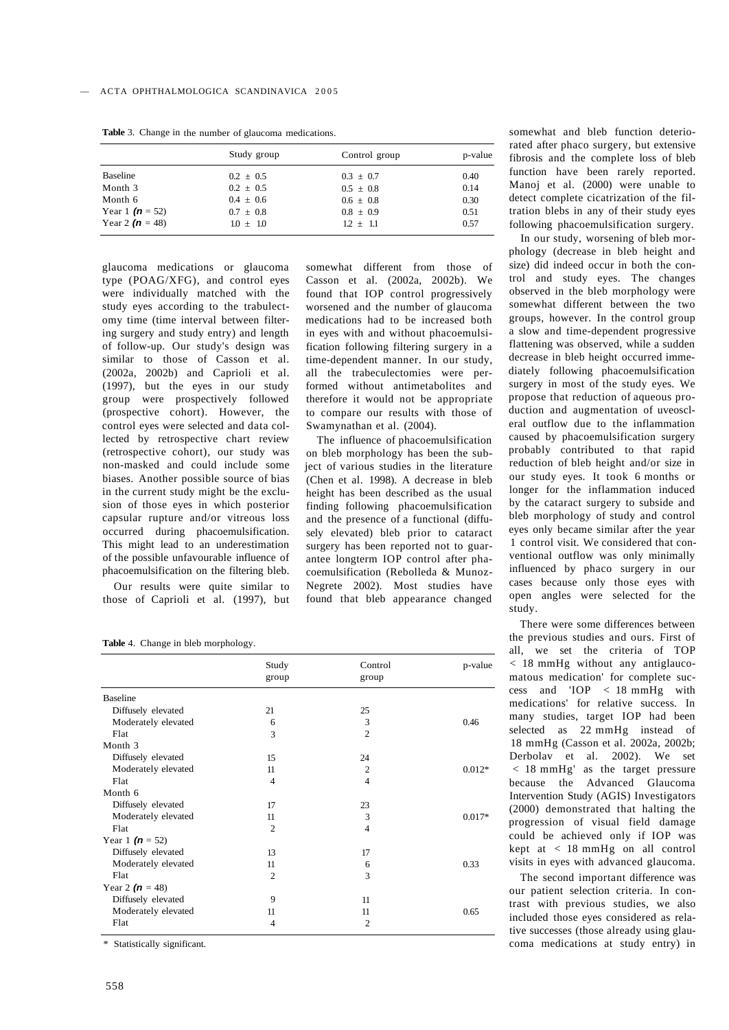**Table 3.** Change in the number of glaucoma medications.

| | Study group | Control group | p-value |
|---|---|---|---|
| Baseline | 0.2 ± 0.5 | 0.3 ± 0.7 | 0.40 |
| Month 3 | 0.2 ± 0.5 | 0.5 ± 0.8 | 0.14 |
| Month 6 | 0.4 ± 0.6 | 0.6 ± 0.8 | 0.30 |
| Year 1 ($n$ = 52) | 0.7 ± 0.8 | 0.8 ± 0.9 | 0.51 |
| Year 2 ($n$ = 48) | 1.0 ± 1.0 | 1.2 ± 1.1 | 0.57 |

glaucoma medications or glaucoma type (POAG/XFG), and control eyes were individually matched with the study eyes according to the trabulectomy time (time interval between filtering surgery and study entry) and length of follow-up. Our study's design was similar to those of Casson et al. (2002a, 2002b) and Caprioli et al. (1997), but the eyes in our study group were prospectively followed (prospective cohort). However, the control eyes were selected and data collected by retrospective chart review (retrospective cohort), our study was non-masked and could include some biases. Another possible source of bias in the current study might be the exclusion of those eyes in which posterior capsular rupture and/or vitreous loss occurred during phacoemulsification. This might lead to an underestimation of the possible unfavourable influence of phacoemulsification on the filtering bleb.

Our results were quite similar to those of Caprioli et al. (1997), but somewhat different from those of Casson et al. (2002a, 2002b). We found that IOP control progressively worsened and the number of glaucoma medications had to be increased both in eyes with and without phacoemulsification following filtering surgery in a time-dependent manner. In our study, all the trabeculectomies were performed without antimetabolites and therefore it would not be appropriate to compare our results with those of Swamynathan et al. (2004).

The influence of phacoemulsification on bleb morphology has been the subject of various studies in the literature (Chen et al. 1998). A decrease in bleb height has been described as the usual finding following phacoemulsification and the presence of a functional (diffusely elevated) bleb prior to cataract surgery has been reported not to guarantee longterm IOP control after phacoemulsification (Rebolleda & Munoz-Negrete 2002). Most studies have found that bleb appearance changed somewhat and bleb function deteriorated after phaco surgery, but extensive fibrosis and the complete loss of bleb function have been rarely reported. Manoj et al. (2000) were unable to detect complete cicatrization of the filtration blebs in any of their study eyes following phacoemulsification surgery.

In our study, worsening of bleb morphology (decrease in bleb height and size) did indeed occur in both the control and study eyes. The changes observed in the bleb morphology were somewhat different between the two groups, however. In the control group a slow and time-dependent progressive flattening was observed, while a sudden decrease in bleb height occurred immediately following phacoemulsification surgery in most of the study eyes. We propose that reduction of aqueous production and augmentation of uveoscleral outflow due to the inflammation caused by phacoemulsification surgery probably contributed to that rapid reduction of bleb height and/or size in our study eyes. It took 6 months or longer for the inflammation induced by the cataract surgery to subside and bleb morphology of study and control eyes only became similar after the year 1 control visit. We considered that conventional outflow was only minimally influenced by phaco surgery in our cases because only those eyes with open angles were selected for the study.

There were some differences between the previous studies and ours. First of all, we set the criteria of 'IOP < 18 mmHg without any antiglaucomatous medication' for complete success and 'IOP < 18 mmHg with medications' for relative success. In many studies, target IOP had been selected as 22 mmHg instead of 18 mmHg (Casson et al. 2002a, 2002b; Derbolav et al. 2002). We set '< 18 mmHg' as the target pressure because the Advanced Glaucoma Intervention Study (AGIS) Investigators (2000) demonstrated that halting the progression of visual field damage could be achieved only if IOP was kept at < 18 mmHg on all control visits in eyes with advanced glaucoma.

The second important difference was our patient selection criteria. In contrast with previous studies, we also included those eyes considered as relative successes (those already using glaucoma medications at study entry) in

**Table 4.** Change in bleb morphology.

| | Study group | Control group | p-value |
|---|---|---|---|
| Baseline | | | |
| Diffusely elevated | 21 | 25 | |
| Moderately elevated | 6 | 3 | 0.46 |
| Flat | 3 | 2 | |
| Month 3 | | | |
| Diffusely elevated | 15 | 24 | |
| Moderately elevated | 11 | 2 | 0.012* |
| Flat | 4 | 4 | |
| Month 6 | | | |
| Diffusely elevated | 17 | 23 | |
| Moderately elevated | 11 | 3 | 0.017* |
| Flat | 2 | 4 | |
| Year 1 ($n$ = 52) | | | |
| Diffusely elevated | 13 | 17 | |
| Moderately elevated | 11 | 6 | 0.33 |
| Flat | 2 | 3 | |
| Year 2 ($n$ = 48) | | | |
| Diffusely elevated | 9 | 11 | |
| Moderately elevated | 11 | 11 | 0.65 |
| Flat | 4 | 2 | |

\* Statistically significant.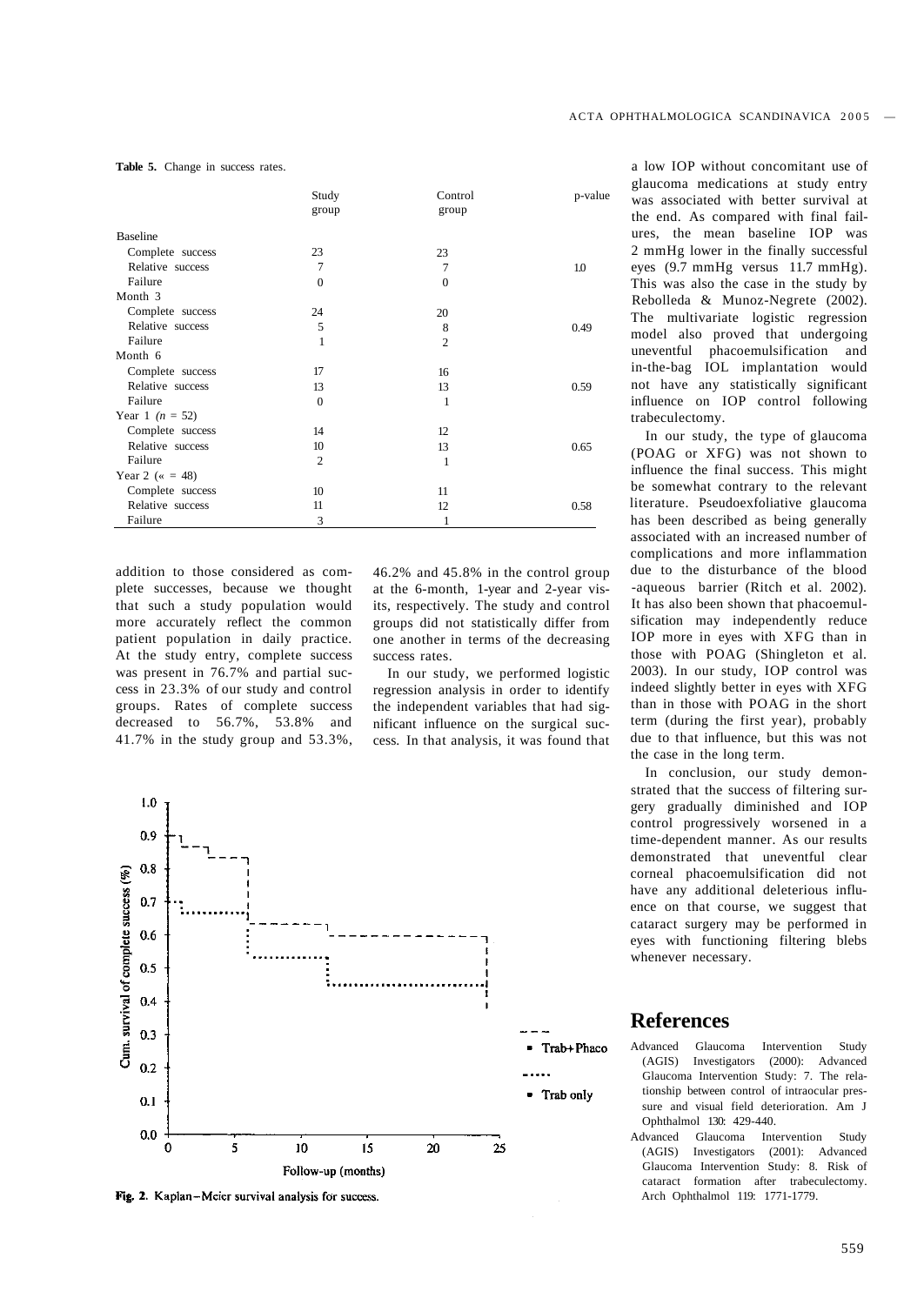**Table 5.** Change in success rates.

| | Study group | Control group | p-value |
|---|---|---|---|
| Baseline | | | |
| Complete success | 23 | 23 | |
| Relative success | 7 | 7 | 1.0 |
| Failure | 0 | 0 | |
| Month 3 | | | |
| Complete success | 24 | 20 | |
| Relative success | 5 | 8 | 0.49 |
| Failure | 1 | 2 | |
| Month 6 | | | |
| Complete success | 17 | 16 | |
| Relative success | 13 | 13 | 0.59 |
| Failure | 0 | 1 | |
| Year 1 ($n$ = 52) | | | |
| Complete success | 14 | 12 | |
| Relative success | 10 | 13 | 0.65 |
| Failure | 2 | 1 | |
| Year 2 (« = 48) | | | |
| Complete success | 10 | 11 | |
| Relative success | 11 | 12 | 0.58 |
| Failure | 3 | 1 | |

addition to those considered as complete successes, because we thought that such a study population would more accurately reflect the common patient population in daily practice. At the study entry, complete success was present in 76.7% and partial success in 23.3% of our study and control groups. Rates of complete success decreased to 56.7%, 53.8% and 41.7% in the study group and 53.3%, 46.2% and 45.8% in the control group at the 6-month, 1-year and 2-year visits, respectively. The study and control groups did not statistically differ from one another in terms of the decreasing success rates.

In our study, we performed logistic regression analysis in order to identify the independent variables that had significant influence on the surgical success. In that analysis, it was found that a low IOP without concomitant use of glaucoma medications at study entry was associated with better survival at the end. As compared with final failures, the mean baseline IOP was 2 mmHg lower in the finally successful eyes (9.7 mmHg versus 11.7 mmHg). This was also the case in the study by Rebolleda & Munoz-Negrete (2002). The multivariate logistic regression model also proved that undergoing uneventful phacoemulsification and in-the-bag IOL implantation would not have any statistically significant influence on IOP control following trabeculectomy.

In our study, the type of glaucoma (POAG or XFG) was not shown to influence the final success. This might be somewhat contrary to the relevant literature. Pseudoexfoliative glaucoma has been described as being generally associated with an increased number of complications and more inflammation due to the disturbance of the blood -aqueous barrier (Ritch et al. 2002). It has also been shown that phacoemulsification may independently reduce IOP more in eyes with XFG than in those with POAG (Shingleton et al. 2003). In our study, IOP control was indeed slightly better in eyes with XFG than in those with POAG in the short term (during the first year), probably due to that influence, but this was not the case in the long term.

In conclusion, our study demonstrated that the success of filtering surgery gradually diminished and IOP control progressively worsened in a time-dependent manner. As our results demonstrated that uneventful clear corneal phacoemulsification did not have any additional deleterious influence on that course, we suggest that cataract surgery may be performed in eyes with functioning filtering blebs whenever necessary.

**Fig. 2.** Kaplan–Meier survival analysis for success.

## References

Advanced Glaucoma Intervention Study (AGIS) Investigators (2000): Advanced Glaucoma Intervention Study: 7. The relationship between control of intraocular pressure and visual field deterioration. Am J Ophthalmol 130: 429-440.

Advanced Glaucoma Intervention Study (AGIS) Investigators (2001): Advanced Glaucoma Intervention Study: 8. Risk of cataract formation after trabeculectomy. Arch Ophthalmol 119: 1771-1779.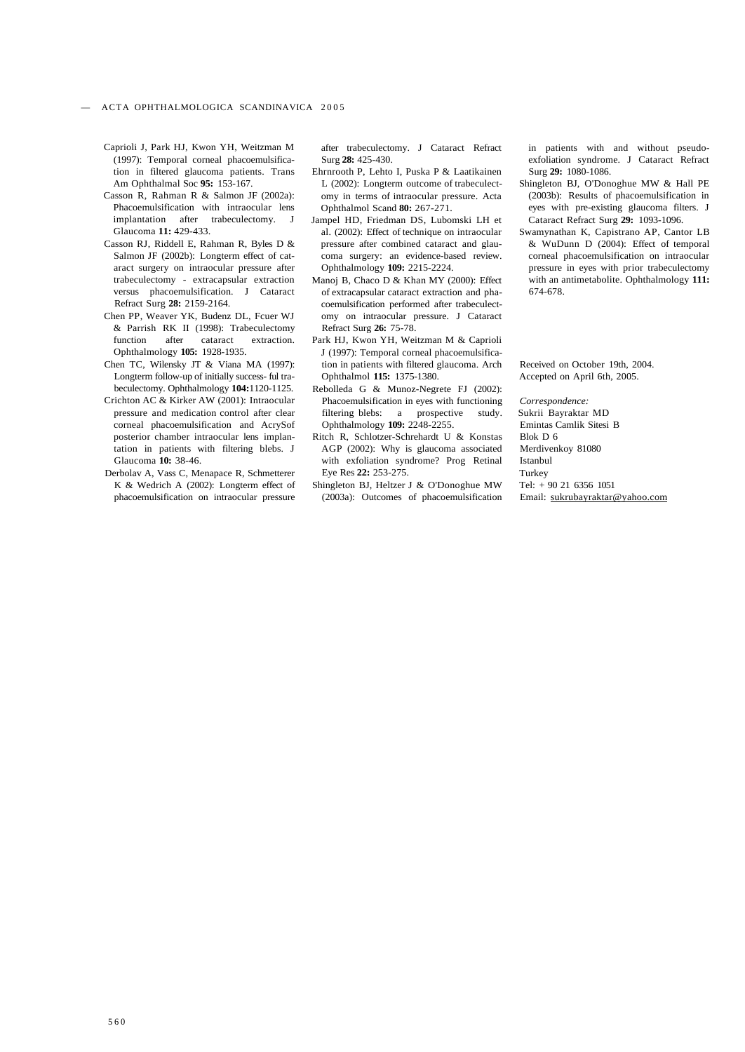Caprioli J, Park HJ, Kwon YH, Weitzman M (1997): Temporal corneal phacoemulsification in filtered glaucoma patients. Trans Am Ophthalmal Soc **95:** 153-167.

Casson R, Rahman R & Salmon JF (2002a): Phacoemulsification with intraocular lens implantation after trabeculectomy. J Glaucoma **11:** 429-433.

Casson RJ, Riddell E, Rahman R, Byles D & Salmon JF (2002b): Longterm effect of cataract surgery on intraocular pressure after trabeculectomy - extracapsular extraction versus phacoemulsification. J Cataract Refract Surg **28:** 2159-2164.

Chen PP, Weaver YK, Budenz DL, Fcuer WJ & Parrish RK II (1998): Trabeculectomy function after cataract extraction. Ophthalmology **105:** 1928-1935.

Chen TC, Wilensky JT & Viana MA (1997): Longterm follow-up of initially success- ful trabeculectomy. Ophthalmology **104:**1120-1125.

Crichton AC & Kirker AW (2001): Intraocular pressure and medication control after clear corneal phacoemulsification and AcrySof posterior chamber intraocular lens implantation in patients with filtering blebs. J Glaucoma **10:** 38-46.

Derbolav A, Vass C, Menapace R, Schmetterer K & Wedrich A (2002): Longterm effect of phacoemulsification on intraocular pressure after trabeculectomy. J Cataract Refract Surg **28:** 425-430.

Ehrnrooth P, Lehto I, Puska P & Laatikainen L (2002): Longterm outcome of trabeculectomy in terms of intraocular pressure. Acta Ophthalmol Scand **80:** 267-271.

Jampel HD, Friedman DS, Lubomski LH et al. (2002): Effect of technique on intraocular pressure after combined cataract and glaucoma surgery: an evidence-based review. Ophthalmology **109:** 2215-2224.

Manoj B, Chaco D & Khan MY (2000): Effect of extracapsular cataract extraction and phacoemulsification performed after trabeculectomy on intraocular pressure. J Cataract Refract Surg **26:** 75-78.

Park HJ, Kwon YH, Weitzman M & Caprioli J (1997): Temporal corneal phacoemulsification in patients with filtered glaucoma. Arch Ophthalmol **115:** 1375-1380.

Rebolleda G & Munoz-Negrete FJ (2002): Phacoemulsification in eyes with functioning filtering blebs: a prospective study. Ophthalmology **109:** 2248-2255.

Ritch R, Schlotzer-Schrehardt U & Konstas AGP (2002): Why is glaucoma associated with exfoliation syndrome? Prog Retinal Eye Res **22:** 253-275.

Shingleton BJ, Heltzer J & O'Donoghue MW (2003a): Outcomes of phacoemulsification in patients with and without pseudoexfoliation syndrome. J Cataract Refract Surg **29:** 1080-1086.

Shingleton BJ, O'Donoghue MW & Hall PE (2003b): Results of phacoemulsification in eyes with pre-existing glaucoma filters. J Cataract Refract Surg **29:** 1093-1096.

Swamynathan K, Capistrano AP, Cantor LB & WuDunn D (2004): Effect of temporal corneal phacoemulsification on intraocular pressure in eyes with prior trabeculectomy with an antimetabolite. Ophthalmology **111:** 674-678.

Received on October 19th, 2004.
Accepted on April 6th, 2005.

*Correspondence:*
Sukrii Bayraktar MD
Emintas Camlik Sitesi B
Blok D 6
Merdivenkoy 81080
Istanbul
Turkey
Tel: + 90 21 6356 1051
Email: sukrubayraktar@yahoo.com